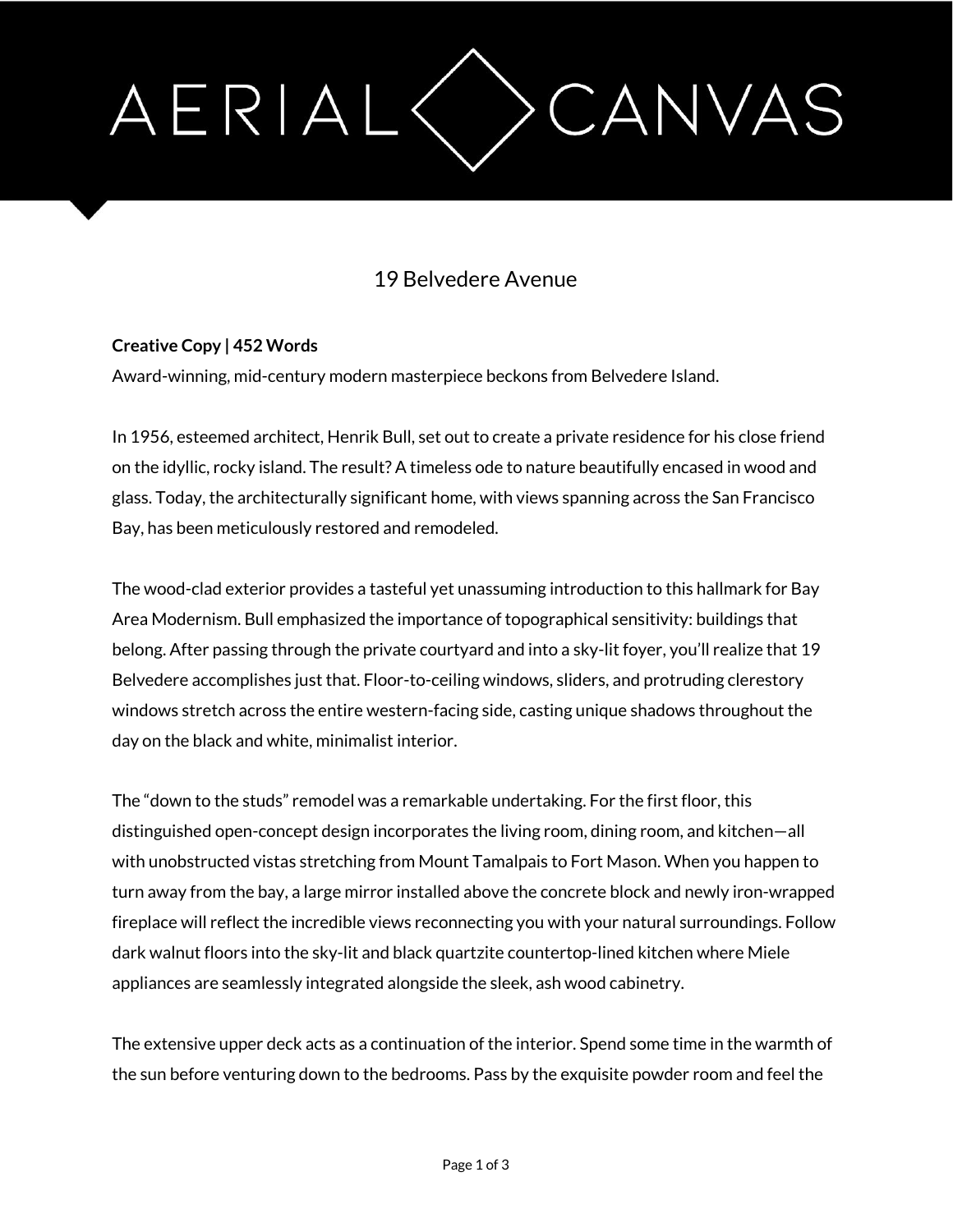# AERIAL CANVAS

## 19 Belvedere Avenue

**Creative Copy | 452 Words**

Award-winning, mid-century modern masterpiece beckons from Belvedere Island.

In 1956, esteemed architect, Henrik Bull, set out to create a private residence for his close friend on the idyllic, rocky island. The result? A timeless ode to nature beautifully encased in wood and glass. Today, the architecturally significant home, with views spanning across the San Francisco Bay, has been meticulously restored and remodeled.

The wood-clad exterior provides a tasteful yet unassuming introduction to this hallmark for Bay Area Modernism. Bull emphasized the importance of topographical sensitivity: buildings that belong. After passing through the private courtyard and into a sky-lit foyer, you'll realize that 19 Belvedere accomplishes just that. Floor-to-ceiling windows, sliders, and protruding clerestory windows stretch across the entire western-facing side, casting unique shadows throughout the day on the black and white, minimalist interior.

The "down to the studs" remodel was a remarkable undertaking. For the first floor, this distinguished open-concept design incorporates the living room, dining room, and kitchen—all with unobstructed vistas stretching from Mount Tamalpais to Fort Mason. When you happen to turn away from the bay, a large mirror installed above the concrete block and newly iron-wrapped fireplace will reflect the incredible views reconnecting you with your natural surroundings. Follow dark walnut floors into the sky-lit and black quartzite countertop-lined kitchen where Miele appliances are seamlessly integrated alongside the sleek, ash wood cabinetry.

The extensive upper deck acts as a continuation of the interior. Spend some time in the warmth of the sun before venturing down to the bedrooms. Pass by the exquisite powder room and feel the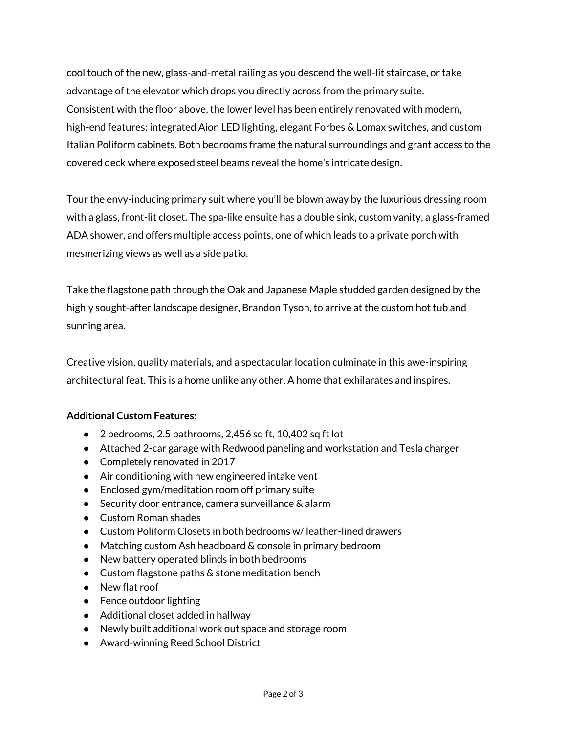cool touch of the new, glass-and-metal railing as you descend the well-lit staircase, or take advantage of the elevator which drops you directly across from the primary suite.
Consistent with the floor above, the lower level has been entirely renovated with modern, high-end features: integrated Aion LED lighting, elegant Forbes & Lomax switches, and custom Italian Poliform cabinets. Both bedrooms frame the natural surroundings and grant access to the covered deck where exposed steel beams reveal the home's intricate design.

Tour the envy-inducing primary suit where you'll be blown away by the luxurious dressing room with a glass, front-lit closet. The spa-like ensuite has a double sink, custom vanity, a glass-framed ADA shower, and offers multiple access points, one of which leads to a private porch with mesmerizing views as well as a side patio.

Take the flagstone path through the Oak and Japanese Maple studded garden designed by the highly sought-after landscape designer, Brandon Tyson, to arrive at the custom hot tub and sunning area.

Creative vision, quality materials, and a spectacular location culminate in this awe-inspiring architectural feat. This is a home unlike any other. A home that exhilarates and inspires.

**Additional Custom Features:**

- 2 bedrooms, 2.5 bathrooms, 2,456 sq ft, 10,402 sq ft lot
- Attached 2-car garage with Redwood paneling and workstation and Tesla charger
- Completely renovated in 2017
- Air conditioning with new engineered intake vent
- Enclosed gym/meditation room off primary suite
- Security door entrance, camera surveillance & alarm
- Custom Roman shades
- Custom Poliform Closets in both bedrooms w/ leather-lined drawers
- Matching custom Ash headboard & console in primary bedroom
- New battery operated blinds in both bedrooms
- Custom flagstone paths & stone meditation bench
- New flat roof
- Fence outdoor lighting
- Additional closet added in hallway
- Newly built additional work out space and storage room
- Award-winning Reed School District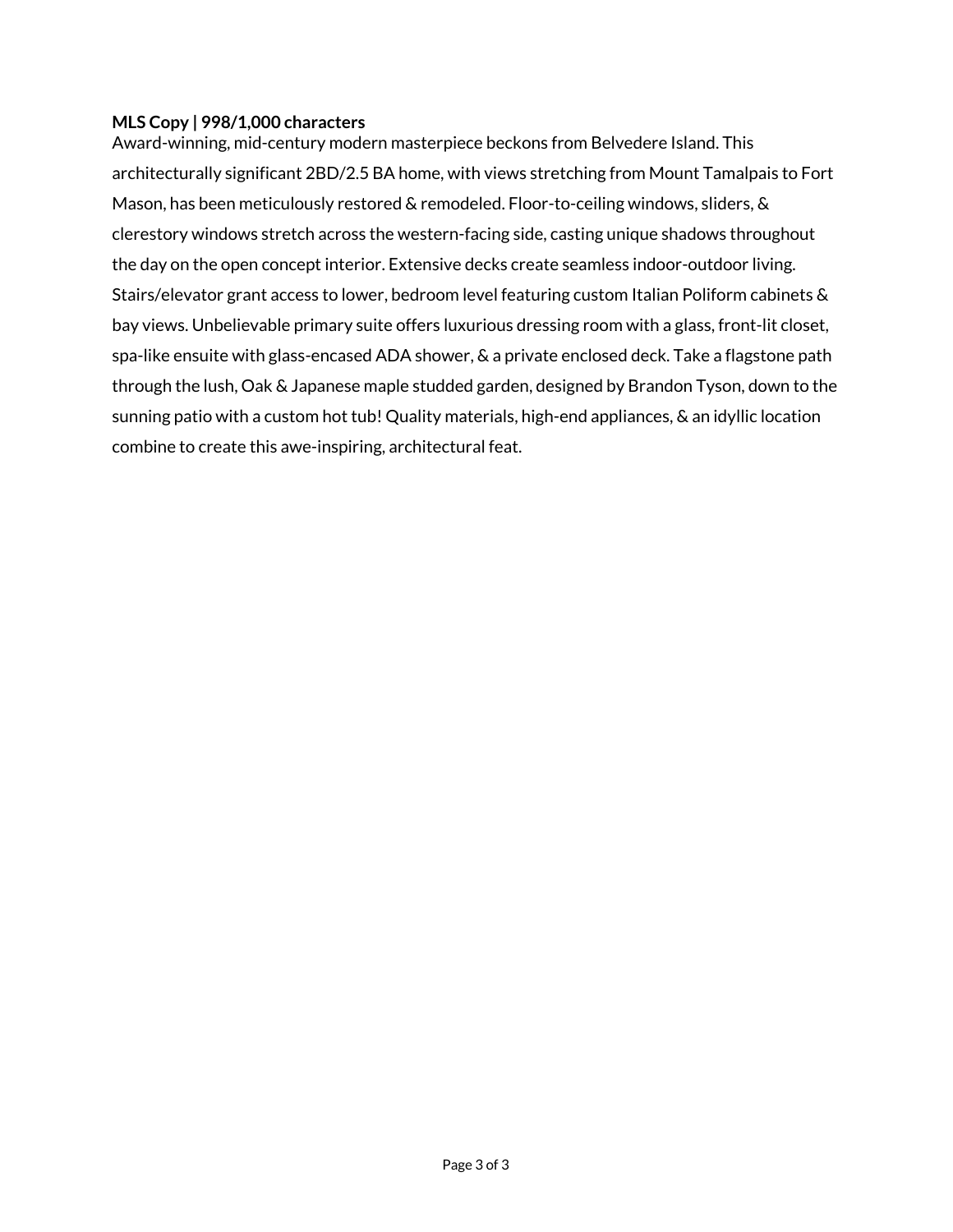**MLS Copy | 998/1,000 characters**

Award-winning, mid-century modern masterpiece beckons from Belvedere Island. This architecturally significant 2BD/2.5 BA home, with views stretching from Mount Tamalpais to Fort Mason, has been meticulously restored & remodeled. Floor-to-ceiling windows, sliders, & clerestory windows stretch across the western-facing side, casting unique shadows throughout the day on the open concept interior. Extensive decks create seamless indoor-outdoor living. Stairs/elevator grant access to lower, bedroom level featuring custom Italian Poliform cabinets & bay views. Unbelievable primary suite offers luxurious dressing room with a glass, front-lit closet, spa-like ensuite with glass-encased ADA shower, & a private enclosed deck. Take a flagstone path through the lush, Oak & Japanese maple studded garden, designed by Brandon Tyson, down to the sunning patio with a custom hot tub! Quality materials, high-end appliances, & an idyllic location combine to create this awe-inspiring, architectural feat.